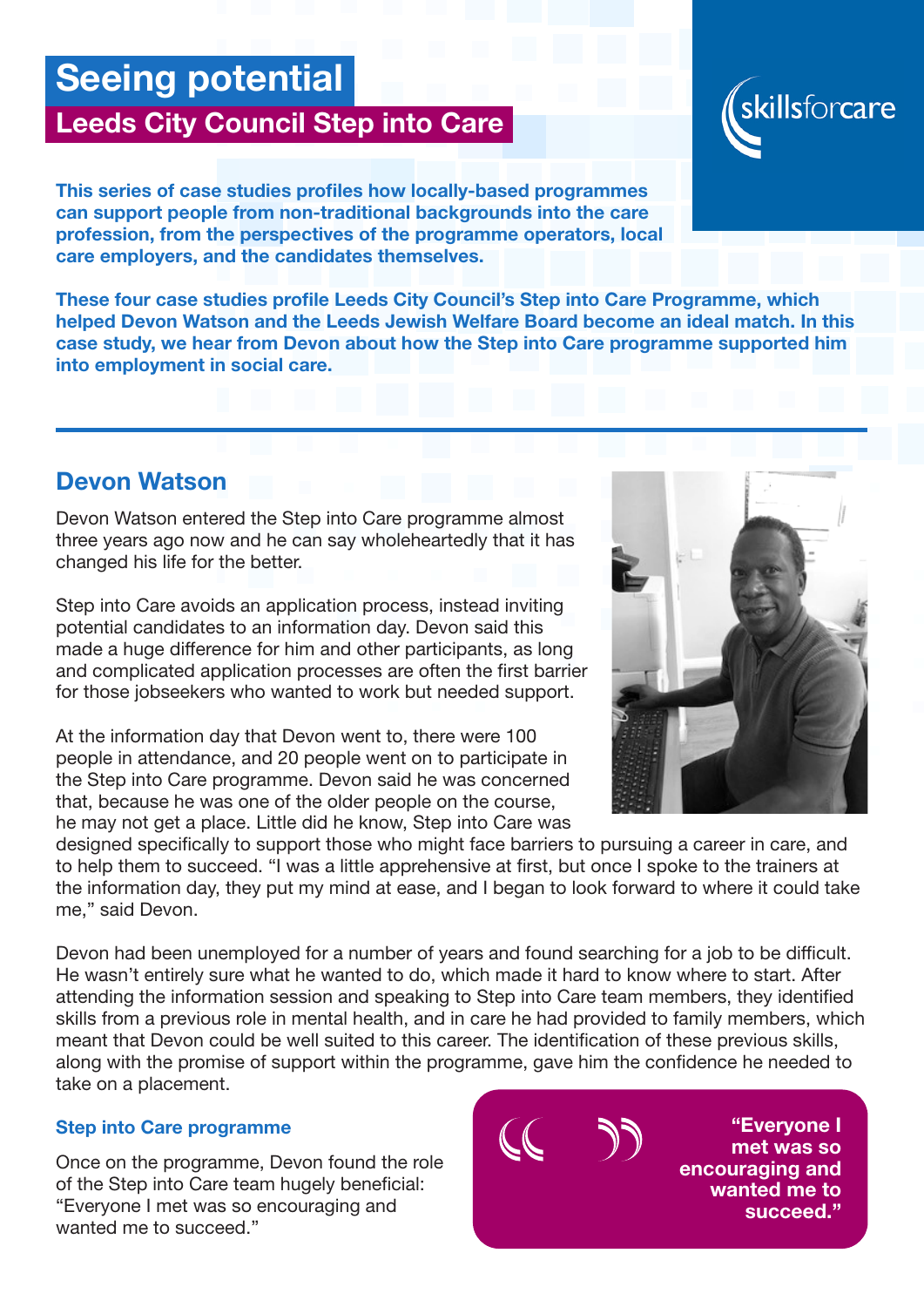# Seeing potential

## Leeds City Council Step into Care

skillsforcare

**This series of case studies profiles how locally-based programmes can support people from non-traditional backgrounds into the care profession, from the perspectives of the programme operators, local care employers, and the candidates themselves.**

**These four case studies profile Leeds City Council's Step into Care Programme, which helped Devon Watson and the Leeds Jewish Welfare Board become an ideal match. In this case study, we hear from Devon about how the Step into Care programme supported him into employment in social care.**

## Devon Watson

Devon Watson entered the Step into Care programme almost three years ago now and he can say wholeheartedly that it has changed his life for the better.

Step into Care avoids an application process, instead inviting potential candidates to an information day. Devon said this made a huge difference for him and other participants, as long and complicated application processes are often the first barrier for those jobseekers who wanted to work but needed support.

At the information day that Devon went to, there were 100 people in attendance, and 20 people went on to participate in the Step into Care programme. Devon said he was concerned that, because he was one of the older people on the course, he may not get a place. Little did he know, Step into Care was designed specifically to support those who might face barriers to pursuing a career in care, and to help them to succeed. "I was a little apprehensive at first, but once I spoke to the trainers at the information day, they put my mind at ease, and I began to look forward to where it could take me," said Devon.

Devon had been unemployed for a number of years and found searching for a job to be difficult. He wasn't entirely sure what he wanted to do, which made it hard to know where to start. After attending the information session and speaking to Step into Care team members, they identified skills from a previous role in mental health, and in care he had provided to family members, which meant that Devon could be well suited to this career. The identification of these previous skills, along with the promise of support within the programme, gave him the confidence he needed to take on a placement.

### Step into Care programme

Once on the programme, Devon found the role of the Step into Care team hugely beneficial: "Everyone I met was so encouraging and wanted me to succeed."

> **"Everyone I met was so encouraging and wanted me to succeed."**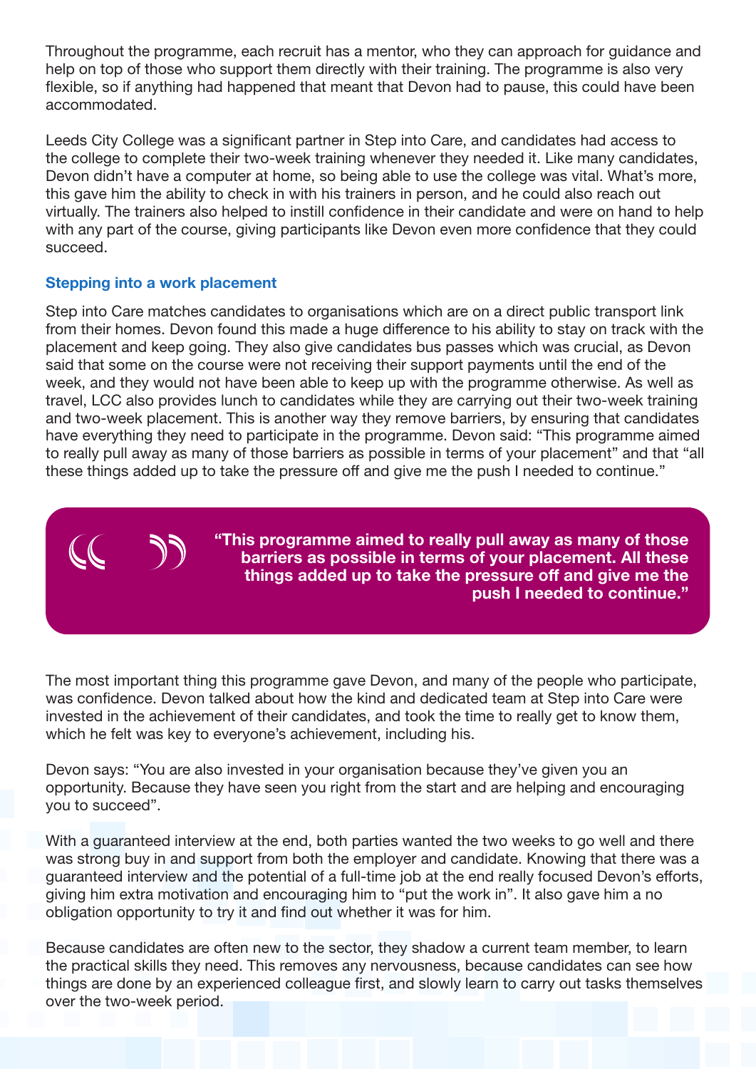Throughout the programme, each recruit has a mentor, who they can approach for guidance and help on top of those who support them directly with their training. The programme is also very flexible, so if anything had happened that meant that Devon had to pause, this could have been accommodated.

Leeds City College was a significant partner in Step into Care, and candidates had access to the college to complete their two-week training whenever they needed it. Like many candidates, Devon didn't have a computer at home, so being able to use the college was vital. What's more, this gave him the ability to check in with his trainers in person, and he could also reach out virtually. The trainers also helped to instill confidence in their candidate and were on hand to help with any part of the course, giving participants like Devon even more confidence that they could succeed.

### Stepping into a work placement

Step into Care matches candidates to organisations which are on a direct public transport link from their homes. Devon found this made a huge difference to his ability to stay on track with the placement and keep going. They also give candidates bus passes which was crucial, as Devon said that some on the course were not receiving their support payments until the end of the week, and they would not have been able to keep up with the programme otherwise. As well as travel, LCC also provides lunch to candidates while they are carrying out their two-week training and two-week placement. This is another way they remove barriers, by ensuring that candidates have everything they need to participate in the programme. Devon said: "This programme aimed to really pull away as many of those barriers as possible in terms of your placement" and that "all these things added up to take the pressure off and give me the push I needed to continue."

> **"This programme aimed to really pull away as many of those barriers as possible in terms of your placement. All these things added up to take the pressure off and give me the push I needed to continue."**

The most important thing this programme gave Devon, and many of the people who participate, was confidence. Devon talked about how the kind and dedicated team at Step into Care were invested in the achievement of their candidates, and took the time to really get to know them, which he felt was key to everyone's achievement, including his.

Devon says: "You are also invested in your organisation because they've given you an opportunity. Because they have seen you right from the start and are helping and encouraging you to succeed".

With a guaranteed interview at the end, both parties wanted the two weeks to go well and there was strong buy in and support from both the employer and candidate. Knowing that there was a guaranteed interview and the potential of a full-time job at the end really focused Devon's efforts, giving him extra motivation and encouraging him to "put the work in". It also gave him a no obligation opportunity to try it and find out whether it was for him.

Because candidates are often new to the sector, they shadow a current team member, to learn the practical skills they need. This removes any nervousness, because candidates can see how things are done by an experienced colleague first, and slowly learn to carry out tasks themselves over the two-week period.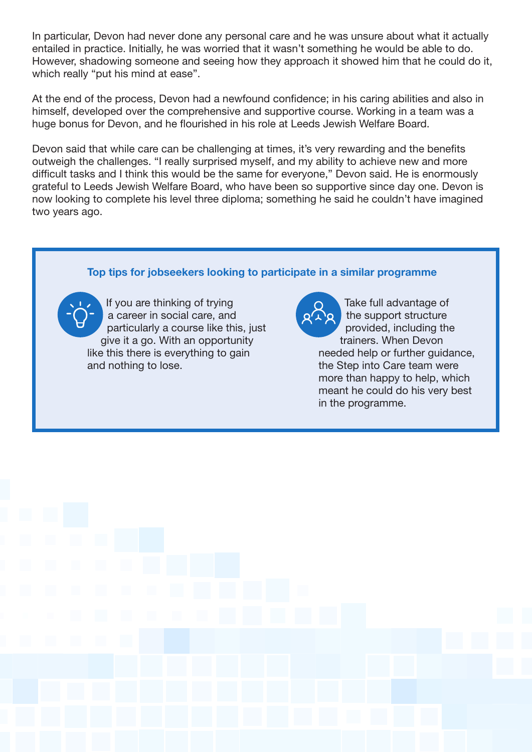In particular, Devon had never done any personal care and he was unsure about what it actually entailed in practice. Initially, he was worried that it wasn't something he would be able to do. However, shadowing someone and seeing how they approach it showed him that he could do it, which really "put his mind at ease".

At the end of the process, Devon had a newfound confidence; in his caring abilities and also in himself, developed over the comprehensive and supportive course. Working in a team was a huge bonus for Devon, and he flourished in his role at Leeds Jewish Welfare Board.

Devon said that while care can be challenging at times, it's very rewarding and the benefits outweigh the challenges. "I really surprised myself, and my ability to achieve new and more difficult tasks and I think this would be the same for everyone," Devon said. He is enormously grateful to Leeds Jewish Welfare Board, who have been so supportive since day one. Devon is now looking to complete his level three diploma; something he said he couldn't have imagined two years ago.

### Top tips for jobseekers looking to participate in a similar programme

If you are thinking of trying a career in social care, and particularly a course like this, just give it a go. With an opportunity like this there is everything to gain and nothing to lose.

Take full advantage of the support structure provided, including the trainers. When Devon needed help or further guidance, the Step into Care team were more than happy to help, which meant he could do his very best in the programme.